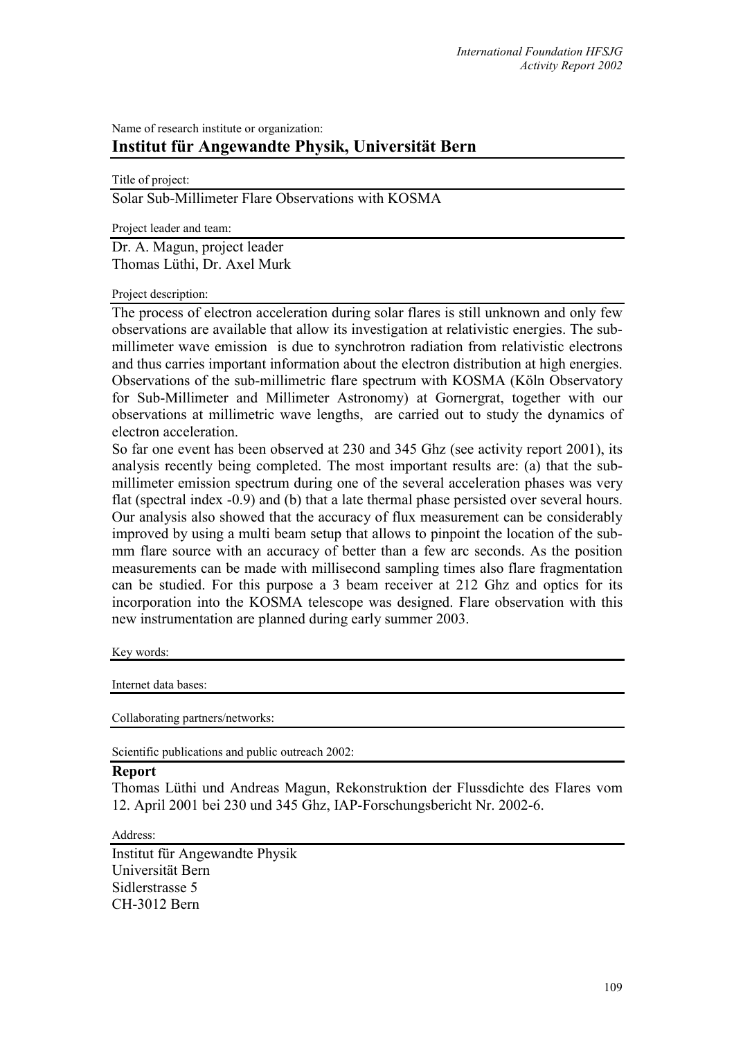Name of research institute or organization:

## Institut für Angewandte Physik, Universität Bern

Title of project:

Solar Sub-Millimeter Flare Observations with KOSMA

Project leader and team:

Dr. A. Magun, project leader
Thomas Lüthi, Dr. Axel Murk

Project description:

The process of electron acceleration during solar flares is still unknown and only few observations are available that allow its investigation at relativistic energies. The sub-millimeter wave emission is due to synchrotron radiation from relativistic electrons and thus carries important information about the electron distribution at high energies. Observations of the sub-millimetric flare spectrum with KOSMA (Köln Observatory for Sub-Millimeter and Millimeter Astronomy) at Gornergrat, together with our observations at millimetric wave lengths, are carried out to study the dynamics of electron acceleration.

So far one event has been observed at 230 and 345 Ghz (see activity report 2001), its analysis recently being completed. The most important results are: (a) that the sub-millimeter emission spectrum during one of the several acceleration phases was very flat (spectral index -0.9) and (b) that a late thermal phase persisted over several hours. Our analysis also showed that the accuracy of flux measurement can be considerably improved by using a multi beam setup that allows to pinpoint the location of the sub-mm flare source with an accuracy of better than a few arc seconds. As the position measurements can be made with millisecond sampling times also flare fragmentation can be studied. For this purpose a 3 beam receiver at 212 Ghz and optics for its incorporation into the KOSMA telescope was designed. Flare observation with this new instrumentation are planned during early summer 2003.

Key words:

Internet data bases:

Collaborating partners/networks:

Scientific publications and public outreach 2002:

**Report**

Thomas Lüthi und Andreas Magun, Rekonstruktion der Flussdichte des Flares vom 12. April 2001 bei 230 und 345 Ghz, IAP-Forschungsbericht Nr. 2002-6.

Address:

Institut für Angewandte Physik
Universität Bern
Sidlerstrasse 5
CH-3012 Bern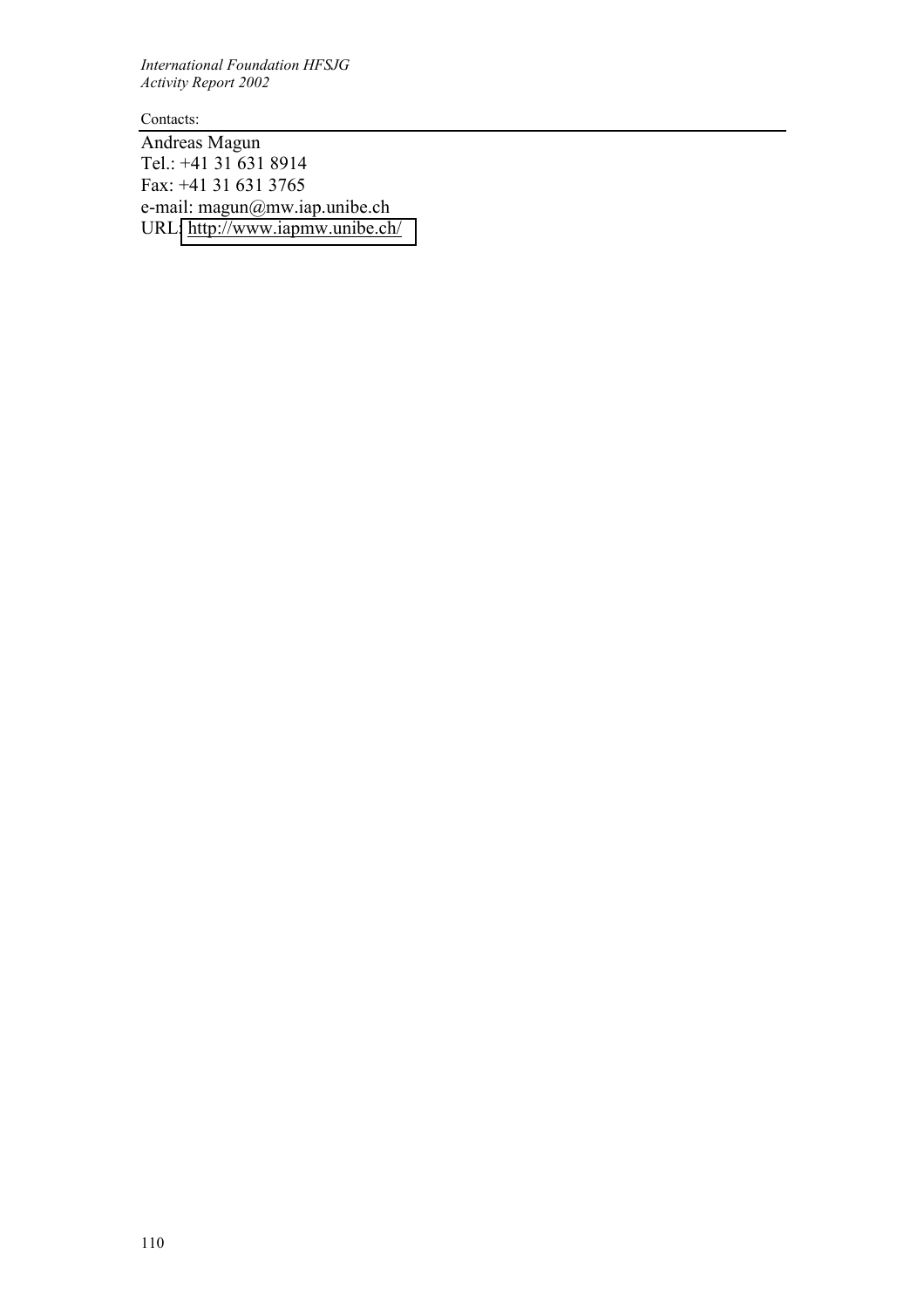Contacts:

Andreas Magun
Tel.: +41 31 631 8914
Fax: +41 31 631 3765
e-mail: magun@mw.iap.unibe.ch
URL: http://www.iapmw.unibe.ch/